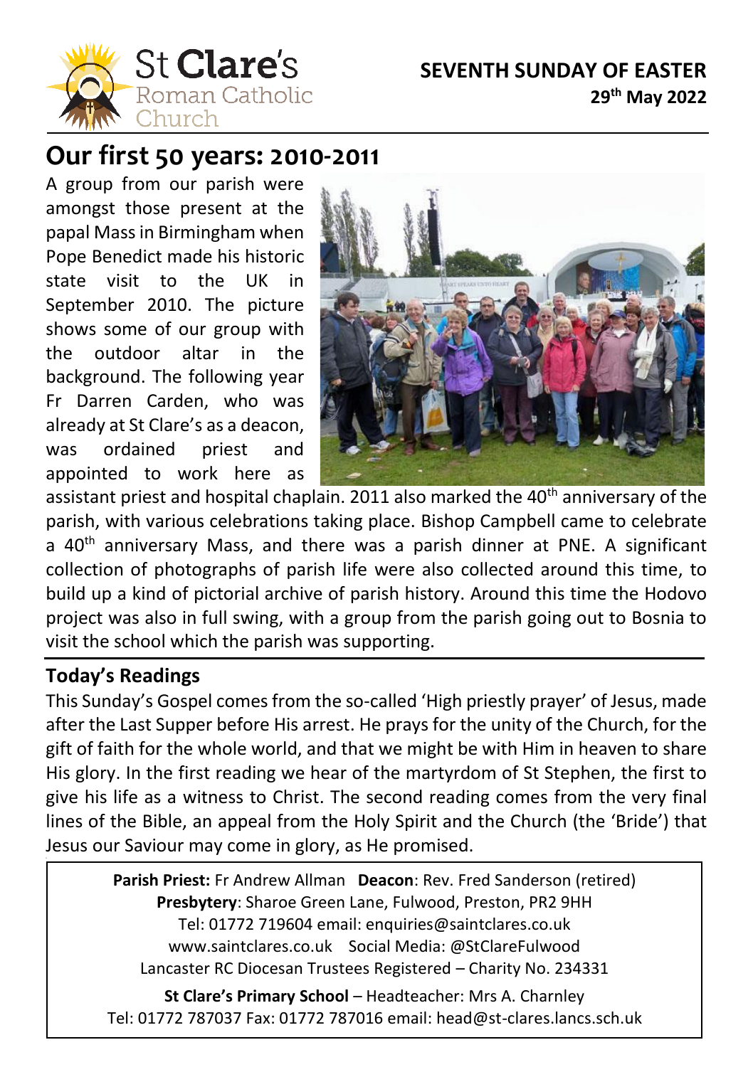St Clare's Roman Catholic Church

**SEVENTH SUNDAY OF EASTER**
**29th May 2022**

# Our first 50 years: 2010-2011

A group from our parish were amongst those present at the papal Mass in Birmingham when Pope Benedict made his historic state visit to the UK in September 2010. The picture shows some of our group with the outdoor altar in the background. The following year Fr Darren Carden, who was already at St Clare's as a deacon, was ordained priest and appointed to work here as assistant priest and hospital chaplain. 2011 also marked the 40th anniversary of the parish, with various celebrations taking place. Bishop Campbell came to celebrate a 40th anniversary Mass, and there was a parish dinner at PNE. A significant collection of photographs of parish life were also collected around this time, to build up a kind of pictorial archive of parish history. Around this time the Hodovo project was also in full swing, with a group from the parish going out to Bosnia to visit the school which the parish was supporting.

## Today's Readings

This Sunday's Gospel comes from the so-called 'High priestly prayer' of Jesus, made after the Last Supper before His arrest. He prays for the unity of the Church, for the gift of faith for the whole world, and that we might be with Him in heaven to share His glory. In the first reading we hear of the martyrdom of St Stephen, the first to give his life as a witness to Christ. The second reading comes from the very final lines of the Bible, an appeal from the Holy Spirit and the Church (the 'Bride') that Jesus our Saviour may come in glory, as He promised.

**Parish Priest:** Fr Andrew Allman **Deacon**: Rev. Fred Sanderson (retired)
**Presbytery**: Sharoe Green Lane, Fulwood, Preston, PR2 9HH
Tel: 01772 719604 email: enquiries@saintclares.co.uk
www.saintclares.co.uk Social Media: @StClareFulwood
Lancaster RC Diocesan Trustees Registered – Charity No. 234331

**St Clare's Primary School** – Headteacher: Mrs A. Charnley
Tel: 01772 787037 Fax: 01772 787016 email: head@st-clares.lancs.sch.uk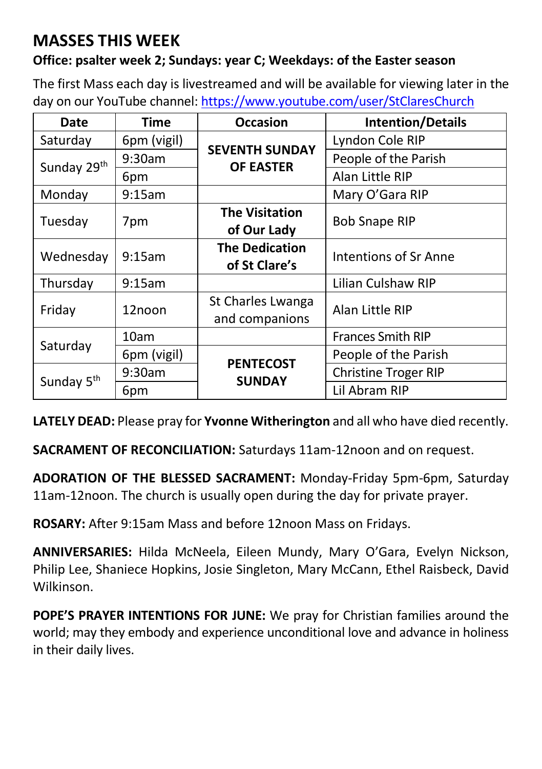## MASSES THIS WEEK

**Office: psalter week 2; Sundays: year C; Weekdays: of the Easter season**

The first Mass each day is livestreamed and will be available for viewing later in the day on our YouTube channel: https://www.youtube.com/user/StClaresChurch

| Date | Time | Occasion | Intention/Details |
|---|---|---|---|
| Saturday | 6pm (vigil) | **SEVENTH SUNDAY OF EASTER** | Lyndon Cole RIP |
| Sunday 29th | 9:30am | | People of the Parish |
| | 6pm | | Alan Little RIP |
| Monday | 9:15am | | Mary O'Gara RIP |
| Tuesday | 7pm | **The Visitation of Our Lady** | Bob Snape RIP |
| Wednesday | 9:15am | **The Dedication of St Clare's** | Intentions of Sr Anne |
| Thursday | 9:15am | | Lilian Culshaw RIP |
| Friday | 12noon | St Charles Lwanga and companions | Alan Little RIP |
| Saturday | 10am | | Frances Smith RIP |
| | 6pm (vigil) | **PENTECOST SUNDAY** | People of the Parish |
| Sunday 5th | 9:30am | | Christine Troger RIP |
| | 6pm | | Lil Abram RIP |

**LATELY DEAD:** Please pray for **Yvonne Witherington** and all who have died recently.

**SACRAMENT OF RECONCILIATION:** Saturdays 11am-12noon and on request.

**ADORATION OF THE BLESSED SACRAMENT:** Monday-Friday 5pm-6pm, Saturday 11am-12noon. The church is usually open during the day for private prayer.

**ROSARY:** After 9:15am Mass and before 12noon Mass on Fridays.

**ANNIVERSARIES:** Hilda McNeela, Eileen Mundy, Mary O'Gara, Evelyn Nickson, Philip Lee, Shaniece Hopkins, Josie Singleton, Mary McCann, Ethel Raisbeck, David Wilkinson.

**POPE'S PRAYER INTENTIONS FOR JUNE:** We pray for Christian families around the world; may they embody and experience unconditional love and advance in holiness in their daily lives.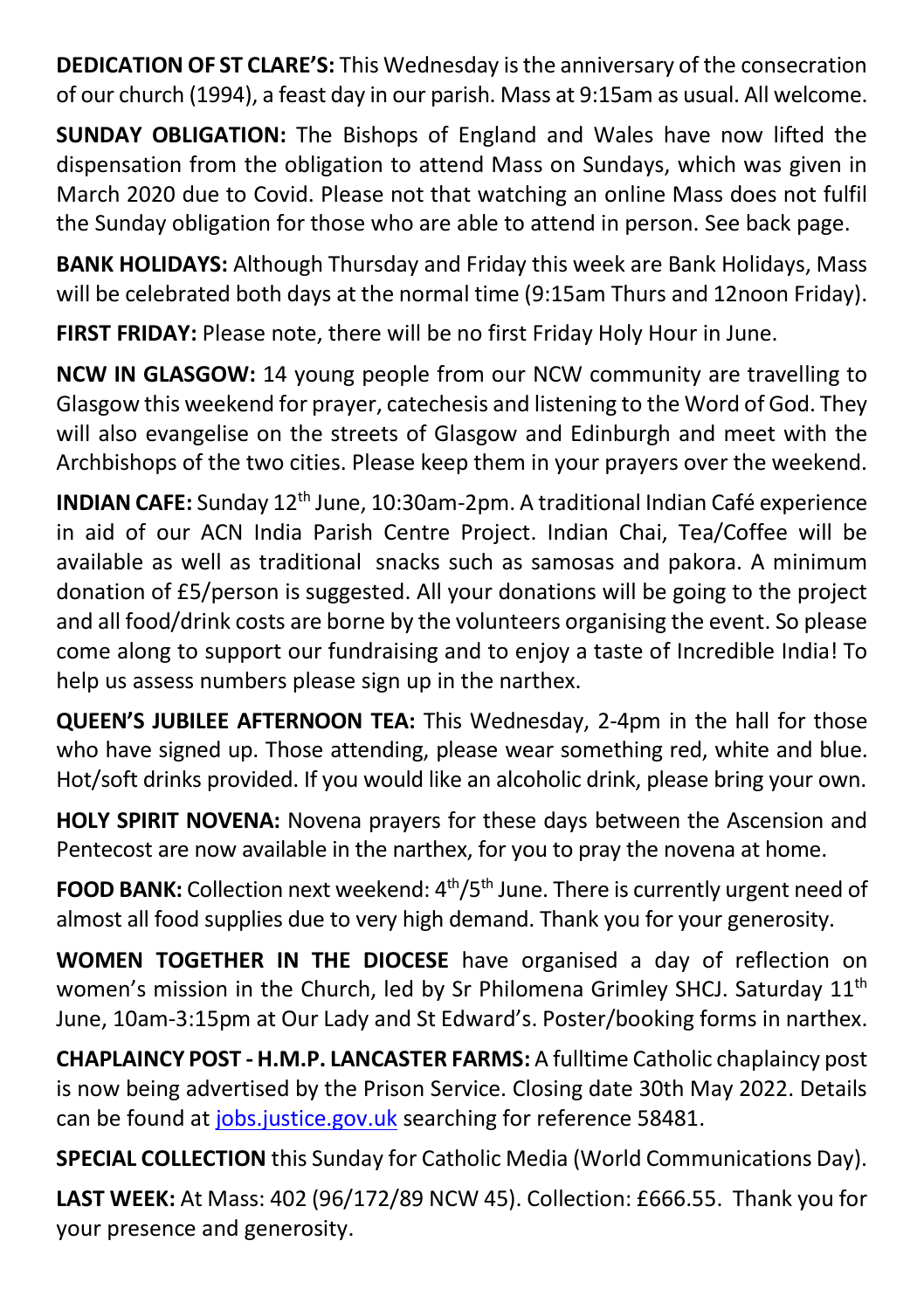**DEDICATION OF ST CLARE'S:** This Wednesday is the anniversary of the consecration of our church (1994), a feast day in our parish. Mass at 9:15am as usual. All welcome.

**SUNDAY OBLIGATION:** The Bishops of England and Wales have now lifted the dispensation from the obligation to attend Mass on Sundays, which was given in March 2020 due to Covid. Please not that watching an online Mass does not fulfil the Sunday obligation for those who are able to attend in person. See back page.

**BANK HOLIDAYS:** Although Thursday and Friday this week are Bank Holidays, Mass will be celebrated both days at the normal time (9:15am Thurs and 12noon Friday).

**FIRST FRIDAY:** Please note, there will be no first Friday Holy Hour in June.

**NCW IN GLASGOW:** 14 young people from our NCW community are travelling to Glasgow this weekend for prayer, catechesis and listening to the Word of God. They will also evangelise on the streets of Glasgow and Edinburgh and meet with the Archbishops of the two cities. Please keep them in your prayers over the weekend.

**INDIAN CAFE:** Sunday 12th June, 10:30am-2pm. A traditional Indian Café experience in aid of our ACN India Parish Centre Project. Indian Chai, Tea/Coffee will be available as well as traditional snacks such as samosas and pakora. A minimum donation of £5/person is suggested. All your donations will be going to the project and all food/drink costs are borne by the volunteers organising the event. So please come along to support our fundraising and to enjoy a taste of Incredible India! To help us assess numbers please sign up in the narthex.

**QUEEN'S JUBILEE AFTERNOON TEA:** This Wednesday, 2-4pm in the hall for those who have signed up. Those attending, please wear something red, white and blue. Hot/soft drinks provided. If you would like an alcoholic drink, please bring your own.

**HOLY SPIRIT NOVENA:** Novena prayers for these days between the Ascension and Pentecost are now available in the narthex, for you to pray the novena at home.

**FOOD BANK:** Collection next weekend: 4th/5th June. There is currently urgent need of almost all food supplies due to very high demand. Thank you for your generosity.

**WOMEN TOGETHER IN THE DIOCESE** have organised a day of reflection on women's mission in the Church, led by Sr Philomena Grimley SHCJ. Saturday 11th June, 10am-3:15pm at Our Lady and St Edward's. Poster/booking forms in narthex.

**CHAPLAINCY POST - H.M.P. LANCASTER FARMS:** A fulltime Catholic chaplaincy post is now being advertised by the Prison Service. Closing date 30th May 2022. Details can be found at jobs.justice.gov.uk searching for reference 58481.

**SPECIAL COLLECTION** this Sunday for Catholic Media (World Communications Day).

**LAST WEEK:** At Mass: 402 (96/172/89 NCW 45). Collection: £666.55. Thank you for your presence and generosity.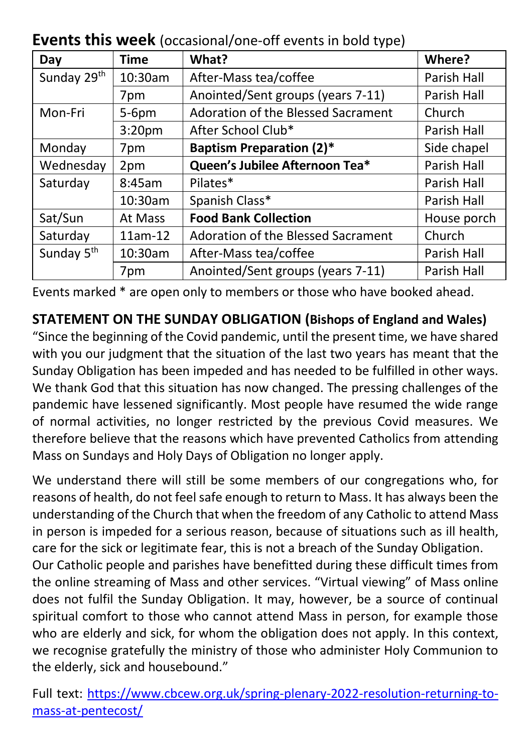## Events this week (occasional/one-off events in bold type)

| Day | Time | What? | Where? |
|---|---|---|---|
| Sunday 29th | 10:30am | After-Mass tea/coffee | Parish Hall |
| | 7pm | Anointed/Sent groups (years 7-11) | Parish Hall |
| Mon-Fri | 5-6pm | Adoration of the Blessed Sacrament | Church |
| | 3:20pm | After School Club* | Parish Hall |
| Monday | 7pm | **Baptism Preparation (2)*** | Side chapel |
| Wednesday | 2pm | **Queen's Jubilee Afternoon Tea*** | Parish Hall |
| Saturday | 8:45am | Pilates* | Parish Hall |
| | 10:30am | Spanish Class* | Parish Hall |
| Sat/Sun | At Mass | **Food Bank Collection** | House porch |
| Saturday | 11am-12 | Adoration of the Blessed Sacrament | Church |
| Sunday 5th | 10:30am | After-Mass tea/coffee | Parish Hall |
| | 7pm | Anointed/Sent groups (years 7-11) | Parish Hall |

Events marked * are open only to members or those who have booked ahead.

**STATEMENT ON THE SUNDAY OBLIGATION (Bishops of England and Wales)**

"Since the beginning of the Covid pandemic, until the present time, we have shared with you our judgment that the situation of the last two years has meant that the Sunday Obligation has been impeded and has needed to be fulfilled in other ways. We thank God that this situation has now changed. The pressing challenges of the pandemic have lessened significantly. Most people have resumed the wide range of normal activities, no longer restricted by the previous Covid measures. We therefore believe that the reasons which have prevented Catholics from attending Mass on Sundays and Holy Days of Obligation no longer apply.

We understand there will still be some members of our congregations who, for reasons of health, do not feel safe enough to return to Mass. It has always been the understanding of the Church that when the freedom of any Catholic to attend Mass in person is impeded for a serious reason, because of situations such as ill health, care for the sick or legitimate fear, this is not a breach of the Sunday Obligation.
Our Catholic people and parishes have benefitted during these difficult times from the online streaming of Mass and other services. "Virtual viewing" of Mass online does not fulfil the Sunday Obligation. It may, however, be a source of continual spiritual comfort to those who cannot attend Mass in person, for example those who are elderly and sick, for whom the obligation does not apply. In this context, we recognise gratefully the ministry of those who administer Holy Communion to the elderly, sick and housebound."

Full text: https://www.cbcew.org.uk/spring-plenary-2022-resolution-returning-to-mass-at-pentecost/